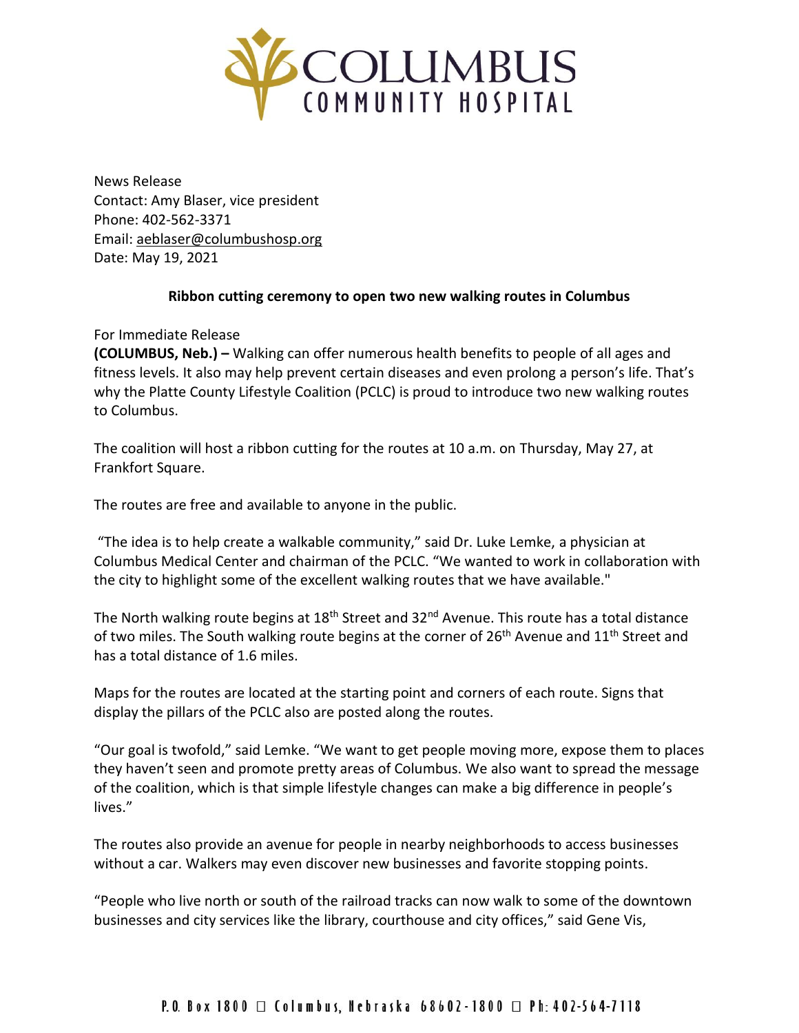COLUMBUS
COMMUNITY HOSPITAL

News Release
Contact: Amy Blaser, vice president
Phone: 402-562-3371
Email: aeblaser@columbushosp.org
Date: May 19, 2021

**Ribbon cutting ceremony to open two new walking routes in Columbus**

For Immediate Release
**(COLUMBUS, Neb.) –** Walking can offer numerous health benefits to people of all ages and fitness levels. It also may help prevent certain diseases and even prolong a person's life. That's why the Platte County Lifestyle Coalition (PCLC) is proud to introduce two new walking routes to Columbus.

The coalition will host a ribbon cutting for the routes at 10 a.m. on Thursday, May 27, at Frankfort Square.

The routes are free and available to anyone in the public.

"The idea is to help create a walkable community," said Dr. Luke Lemke, a physician at Columbus Medical Center and chairman of the PCLC. "We wanted to work in collaboration with the city to highlight some of the excellent walking routes that we have available."

The North walking route begins at 18th Street and 32nd Avenue. This route has a total distance of two miles. The South walking route begins at the corner of 26th Avenue and 11th Street and has a total distance of 1.6 miles.

Maps for the routes are located at the starting point and corners of each route. Signs that display the pillars of the PCLC also are posted along the routes.

"Our goal is twofold," said Lemke. "We want to get people moving more, expose them to places they haven't seen and promote pretty areas of Columbus. We also want to spread the message of the coalition, which is that simple lifestyle changes can make a big difference in people's lives."

The routes also provide an avenue for people in nearby neighborhoods to access businesses without a car. Walkers may even discover new businesses and favorite stopping points.

"People who live north or south of the railroad tracks can now walk to some of the downtown businesses and city services like the library, courthouse and city offices," said Gene Vis,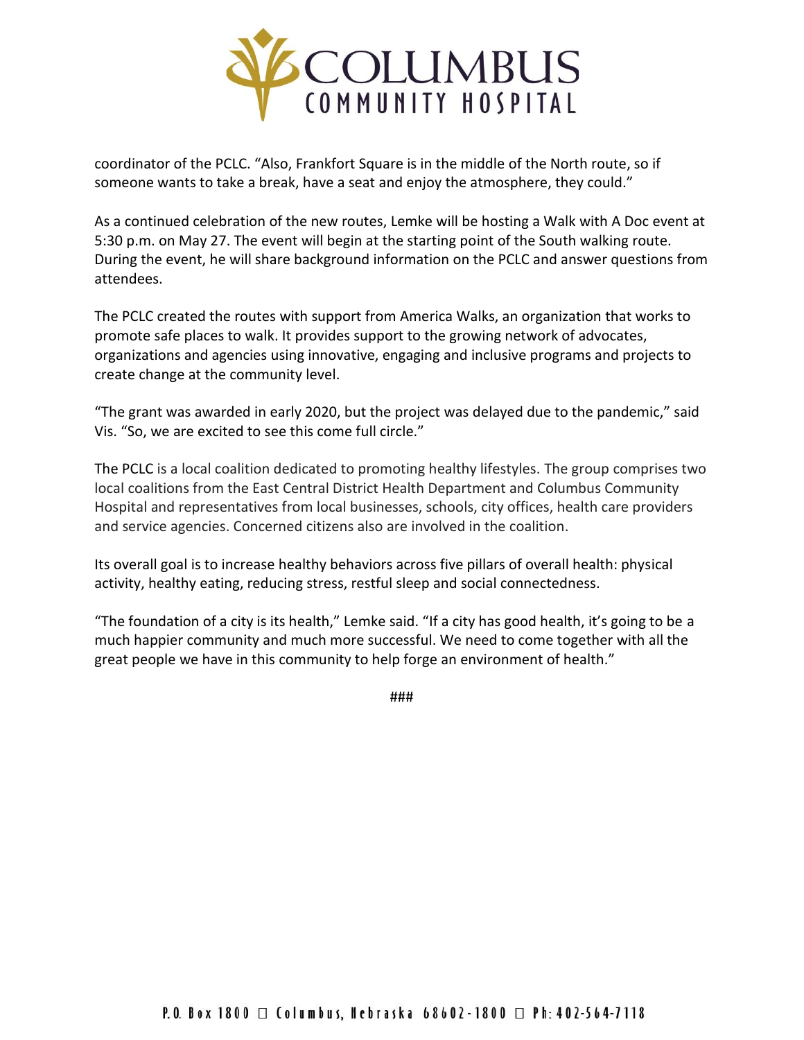coordinator of the PCLC. "Also, Frankfort Square is in the middle of the North route, so if someone wants to take a break, have a seat and enjoy the atmosphere, they could."

As a continued celebration of the new routes, Lemke will be hosting a Walk with A Doc event at 5:30 p.m. on May 27. The event will begin at the starting point of the South walking route. During the event, he will share background information on the PCLC and answer questions from attendees.

The PCLC created the routes with support from America Walks, an organization that works to promote safe places to walk. It provides support to the growing network of advocates, organizations and agencies using innovative, engaging and inclusive programs and projects to create change at the community level.

"The grant was awarded in early 2020, but the project was delayed due to the pandemic," said Vis. "So, we are excited to see this come full circle."

The PCLC is a local coalition dedicated to promoting healthy lifestyles. The group comprises two local coalitions from the East Central District Health Department and Columbus Community Hospital and representatives from local businesses, schools, city offices, health care providers and service agencies. Concerned citizens also are involved in the coalition.

Its overall goal is to increase healthy behaviors across five pillars of overall health: physical activity, healthy eating, reducing stress, restful sleep and social connectedness.

"The foundation of a city is its health," Lemke said. "If a city has good health, it's going to be a much happier community and much more successful. We need to come together with all the great people we have in this community to help forge an environment of health."

###